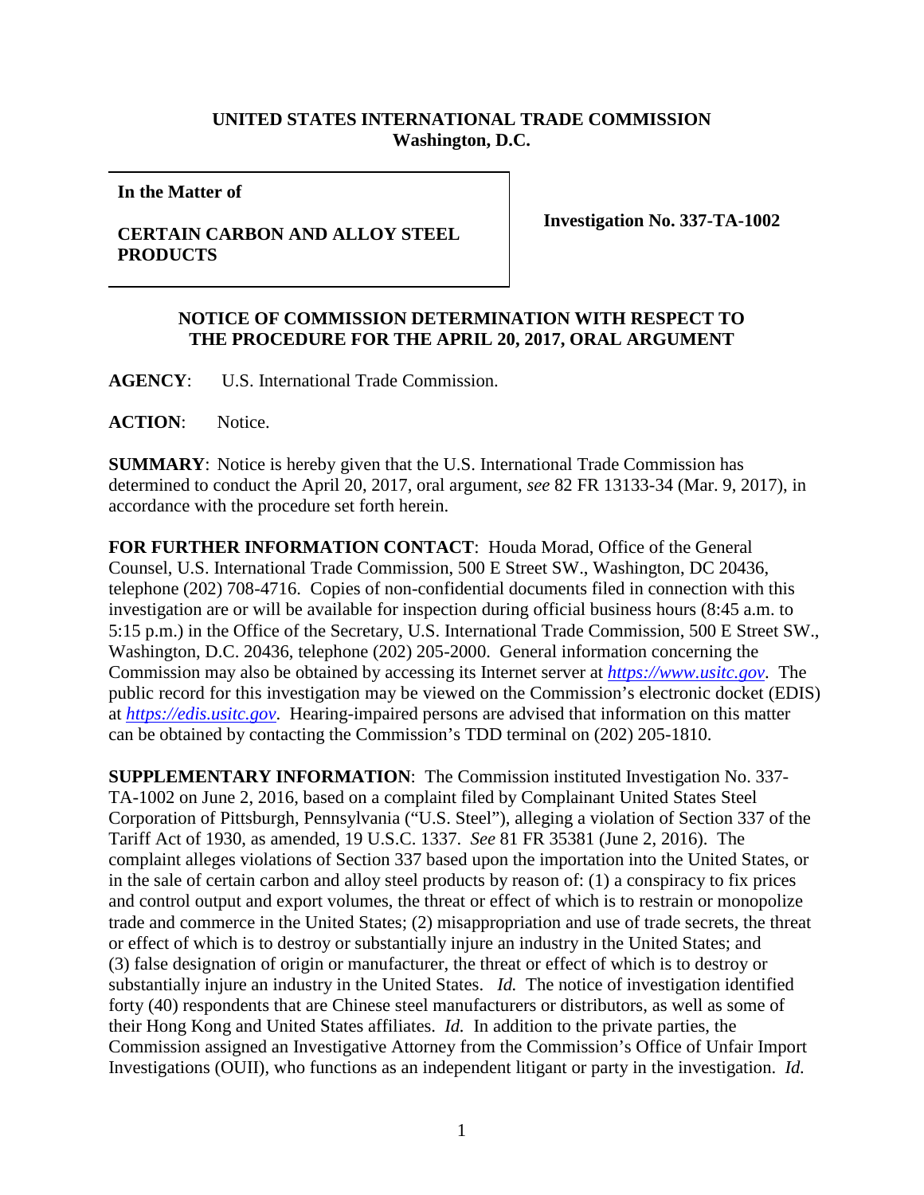**UNITED STATES INTERNATIONAL TRADE COMMISSION**
**Washington, D.C.**

| **In the Matter of** **CERTAIN CARBON AND ALLOY STEEL PRODUCTS** | **Investigation No. 337-TA-1002** |
|---|---|

**NOTICE OF COMMISSION DETERMINATION WITH RESPECT TO THE PROCEDURE FOR THE APRIL 20, 2017, ORAL ARGUMENT**

**AGENCY**: U.S. International Trade Commission.

**ACTION**: Notice.

**SUMMARY**: Notice is hereby given that the U.S. International Trade Commission has determined to conduct the April 20, 2017, oral argument, *see* 82 FR 13133-34 (Mar. 9, 2017), in accordance with the procedure set forth herein.

**FOR FURTHER INFORMATION CONTACT**: Houda Morad, Office of the General Counsel, U.S. International Trade Commission, 500 E Street SW., Washington, DC 20436, telephone (202) 708-4716. Copies of non-confidential documents filed in connection with this investigation are or will be available for inspection during official business hours (8:45 a.m. to 5:15 p.m.) in the Office of the Secretary, U.S. International Trade Commission, 500 E Street SW., Washington, D.C. 20436, telephone (202) 205-2000. General information concerning the Commission may also be obtained by accessing its Internet server at *https://www.usitc.gov*. The public record for this investigation may be viewed on the Commission's electronic docket (EDIS) at *https://edis.usitc.gov*. Hearing-impaired persons are advised that information on this matter can be obtained by contacting the Commission's TDD terminal on (202) 205-1810.

**SUPPLEMENTARY INFORMATION**: The Commission instituted Investigation No. 337-TA-1002 on June 2, 2016, based on a complaint filed by Complainant United States Steel Corporation of Pittsburgh, Pennsylvania ("U.S. Steel"), alleging a violation of Section 337 of the Tariff Act of 1930, as amended, 19 U.S.C. 1337. *See* 81 FR 35381 (June 2, 2016). The complaint alleges violations of Section 337 based upon the importation into the United States, or in the sale of certain carbon and alloy steel products by reason of: (1) a conspiracy to fix prices and control output and export volumes, the threat or effect of which is to restrain or monopolize trade and commerce in the United States; (2) misappropriation and use of trade secrets, the threat or effect of which is to destroy or substantially injure an industry in the United States; and (3) false designation of origin or manufacturer, the threat or effect of which is to destroy or substantially injure an industry in the United States. *Id.* The notice of investigation identified forty (40) respondents that are Chinese steel manufacturers or distributors, as well as some of their Hong Kong and United States affiliates. *Id.* In addition to the private parties, the Commission assigned an Investigative Attorney from the Commission's Office of Unfair Import Investigations (OUII), who functions as an independent litigant or party in the investigation. *Id.*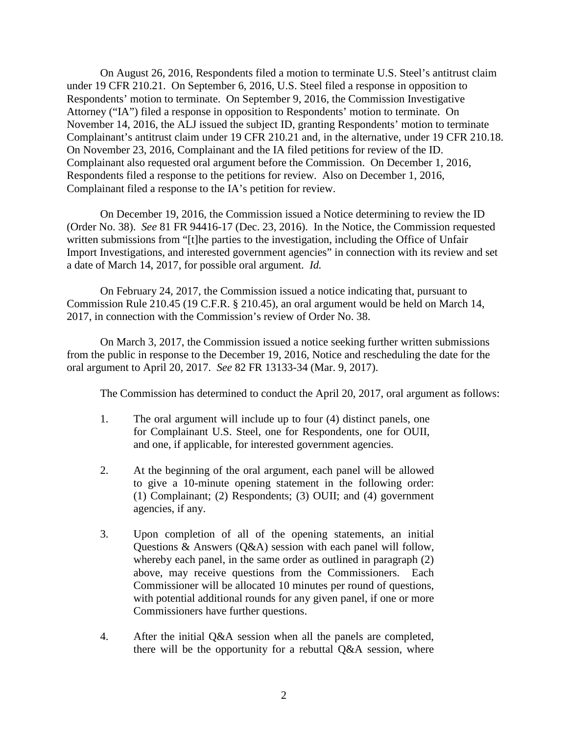On August 26, 2016, Respondents filed a motion to terminate U.S. Steel's antitrust claim under 19 CFR 210.21. On September 6, 2016, U.S. Steel filed a response in opposition to Respondents' motion to terminate. On September 9, 2016, the Commission Investigative Attorney ("IA") filed a response in opposition to Respondents' motion to terminate. On November 14, 2016, the ALJ issued the subject ID, granting Respondents' motion to terminate Complainant's antitrust claim under 19 CFR 210.21 and, in the alternative, under 19 CFR 210.18. On November 23, 2016, Complainant and the IA filed petitions for review of the ID. Complainant also requested oral argument before the Commission. On December 1, 2016, Respondents filed a response to the petitions for review. Also on December 1, 2016, Complainant filed a response to the IA's petition for review.

On December 19, 2016, the Commission issued a Notice determining to review the ID (Order No. 38). *See* 81 FR 94416-17 (Dec. 23, 2016). In the Notice, the Commission requested written submissions from "[t]he parties to the investigation, including the Office of Unfair Import Investigations, and interested government agencies" in connection with its review and set a date of March 14, 2017, for possible oral argument. *Id.*

On February 24, 2017, the Commission issued a notice indicating that, pursuant to Commission Rule 210.45 (19 C.F.R. § 210.45), an oral argument would be held on March 14, 2017, in connection with the Commission's review of Order No. 38.

On March 3, 2017, the Commission issued a notice seeking further written submissions from the public in response to the December 19, 2016, Notice and rescheduling the date for the oral argument to April 20, 2017. *See* 82 FR 13133-34 (Mar. 9, 2017).

The Commission has determined to conduct the April 20, 2017, oral argument as follows:

1. The oral argument will include up to four (4) distinct panels, one for Complainant U.S. Steel, one for Respondents, one for OUII, and one, if applicable, for interested government agencies.

2. At the beginning of the oral argument, each panel will be allowed to give a 10-minute opening statement in the following order: (1) Complainant; (2) Respondents; (3) OUII; and (4) government agencies, if any.

3. Upon completion of all of the opening statements, an initial Questions & Answers (Q&A) session with each panel will follow, whereby each panel, in the same order as outlined in paragraph (2) above, may receive questions from the Commissioners. Each Commissioner will be allocated 10 minutes per round of questions, with potential additional rounds for any given panel, if one or more Commissioners have further questions.

4. After the initial Q&A session when all the panels are completed, there will be the opportunity for a rebuttal Q&A session, where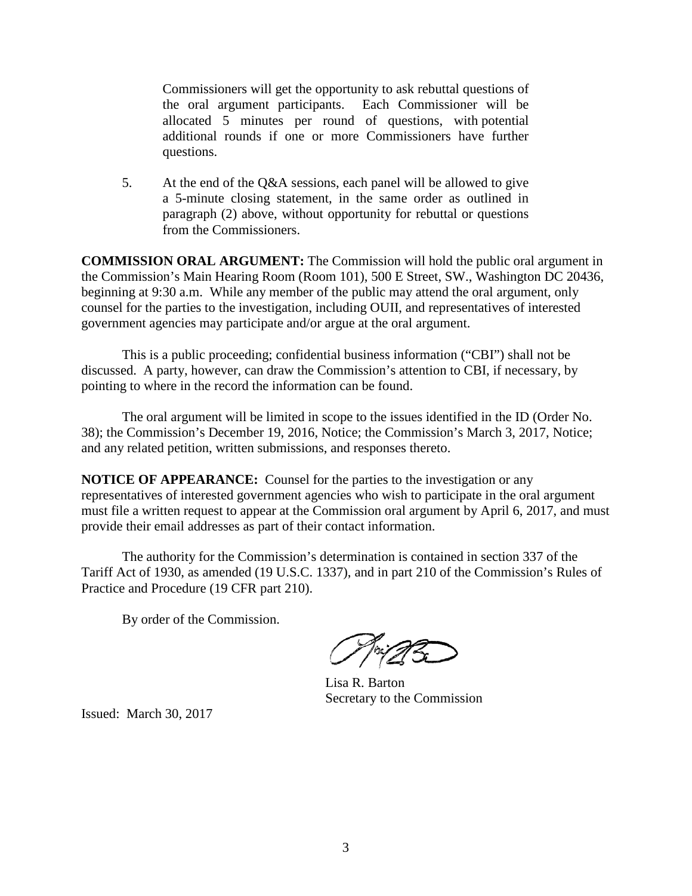Commissioners will get the opportunity to ask rebuttal questions of the oral argument participants. Each Commissioner will be allocated 5 minutes per round of questions, with potential additional rounds if one or more Commissioners have further questions.

5. At the end of the Q&A sessions, each panel will be allowed to give a 5-minute closing statement, in the same order as outlined in paragraph (2) above, without opportunity for rebuttal or questions from the Commissioners.

**COMMISSION ORAL ARGUMENT:** The Commission will hold the public oral argument in the Commission's Main Hearing Room (Room 101), 500 E Street, SW., Washington DC 20436, beginning at 9:30 a.m. While any member of the public may attend the oral argument, only counsel for the parties to the investigation, including OUII, and representatives of interested government agencies may participate and/or argue at the oral argument.

This is a public proceeding; confidential business information ("CBI") shall not be discussed. A party, however, can draw the Commission's attention to CBI, if necessary, by pointing to where in the record the information can be found.

The oral argument will be limited in scope to the issues identified in the ID (Order No. 38); the Commission's December 19, 2016, Notice; the Commission's March 3, 2017, Notice; and any related petition, written submissions, and responses thereto.

**NOTICE OF APPEARANCE:** Counsel for the parties to the investigation or any representatives of interested government agencies who wish to participate in the oral argument must file a written request to appear at the Commission oral argument by April 6, 2017, and must provide their email addresses as part of their contact information.

The authority for the Commission's determination is contained in section 337 of the Tariff Act of 1930, as amended (19 U.S.C. 1337), and in part 210 of the Commission's Rules of Practice and Procedure (19 CFR part 210).

By order of the Commission.

Lisa R. Barton
Secretary to the Commission

Issued: March 30, 2017